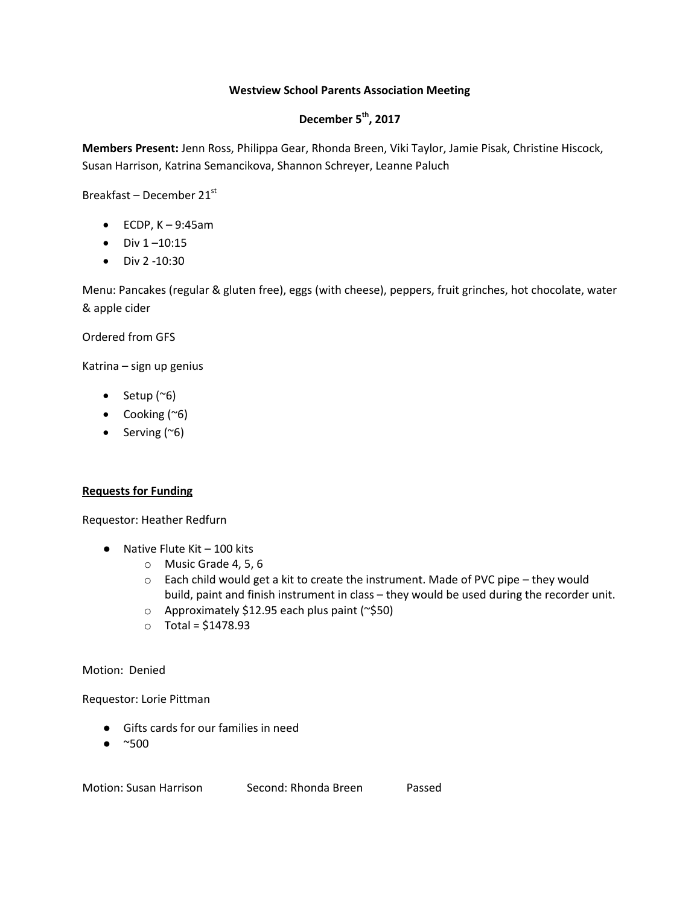# Westview School Parents Association Meeting

## December 5th, 2017

**Members Present:** Jenn Ross, Philippa Gear, Rhonda Breen, Viki Taylor, Jamie Pisak, Christine Hiscock, Susan Harrison, Katrina Semancikova, Shannon Schreyer, Leanne Paluch

Breakfast – December 21st

- ECDP, K – 9:45am
- Div 1 –10:15
- Div 2 -10:30

Menu: Pancakes (regular & gluten free), eggs (with cheese), peppers, fruit grinches, hot chocolate, water & apple cider

Ordered from GFS

Katrina – sign up genius

- Setup (~6)
- Cooking (~6)
- Serving (~6)

**Requests for Funding**

Requestor: Heather Redfurn

- Native Flute Kit – 100 kits
  - Music Grade 4, 5, 6
  - Each child would get a kit to create the instrument. Made of PVC pipe – they would build, paint and finish instrument in class – they would be used during the recorder unit.
  - Approximately $12.95 each plus paint (~$50)
  - Total = $1478.93

Motion: Denied

Requestor: Lorie Pittman

- Gifts cards for our families in need
- ~500

Motion: Susan Harrison    Second: Rhonda Breen    Passed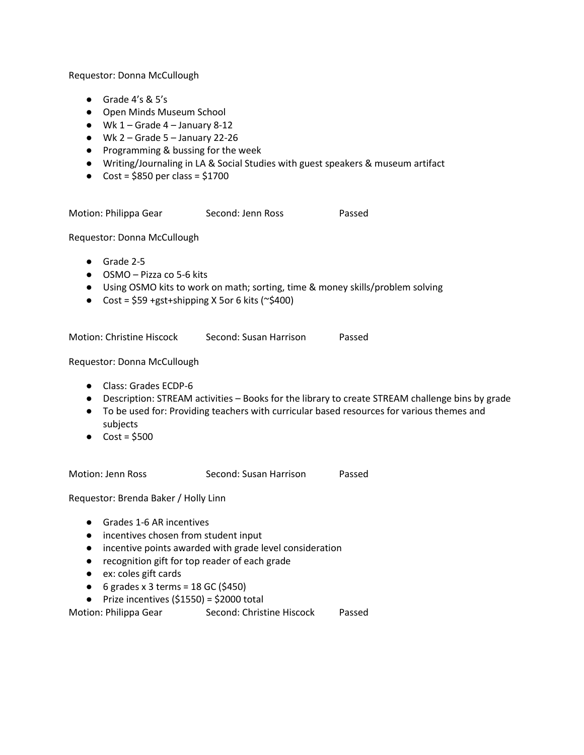Requestor: Donna McCullough

- Grade 4's & 5's
- Open Minds Museum School
- Wk 1 – Grade 4 – January 8-12
- Wk 2 – Grade 5 – January 22-26
- Programming & bussing for the week
- Writing/Journaling in LA & Social Studies with guest speakers & museum artifact
- Cost = $850 per class = $1700

Motion: Philippa Gear    Second: Jenn Ross    Passed

Requestor: Donna McCullough

- Grade 2-5
- OSMO – Pizza co 5-6 kits
- Using OSMO kits to work on math; sorting, time & money skills/problem solving
- Cost = $59 +gst+shipping X 5or 6 kits (~$400)

Motion: Christine Hiscock    Second: Susan Harrison    Passed

Requestor: Donna McCullough

- Class: Grades ECDP-6
- Description: STREAM activities – Books for the library to create STREAM challenge bins by grade
- To be used for: Providing teachers with curricular based resources for various themes and subjects
- Cost = $500

Motion: Jenn Ross    Second: Susan Harrison    Passed

Requestor: Brenda Baker / Holly Linn

- Grades 1-6 AR incentives
- incentives chosen from student input
- incentive points awarded with grade level consideration
- recognition gift for top reader of each grade
- ex: coles gift cards
- 6 grades x 3 terms = 18 GC ($450)
- Prize incentives ($1550) = $2000 total

Motion: Philippa Gear    Second: Christine Hiscock    Passed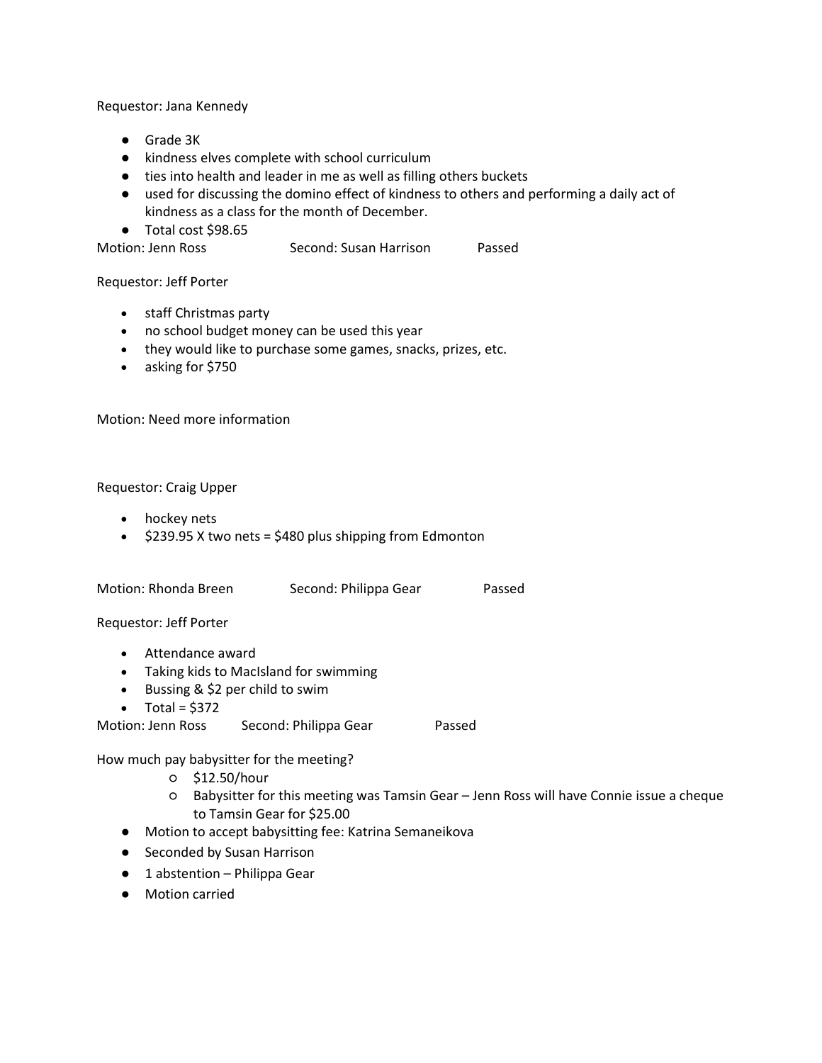Requestor: Jana Kennedy

- Grade 3K
- kindness elves complete with school curriculum
- ties into health and leader in me as well as filling others buckets
- used for discussing the domino effect of kindness to others and performing a daily act of kindness as a class for the month of December.
- Total cost $98.65

Motion: Jenn Ross Second: Susan Harrison Passed

Requestor: Jeff Porter

- staff Christmas party
- no school budget money can be used this year
- they would like to purchase some games, snacks, prizes, etc.
- asking for $750

Motion: Need more information

Requestor: Craig Upper

- hockey nets
- $239.95 X two nets = $480 plus shipping from Edmonton

Motion: Rhonda Breen Second: Philippa Gear Passed

Requestor: Jeff Porter

- Attendance award
- Taking kids to MacIsland for swimming
- Bussing & $2 per child to swim
- Total = $372

Motion: Jenn Ross Second: Philippa Gear Passed

How much pay babysitter for the meeting?

  - $12.50/hour
  - Babysitter for this meeting was Tamsin Gear – Jenn Ross will have Connie issue a cheque to Tamsin Gear for $25.00

- Motion to accept babysitting fee: Katrina Semaneikova
- Seconded by Susan Harrison
- 1 abstention – Philippa Gear
- Motion carried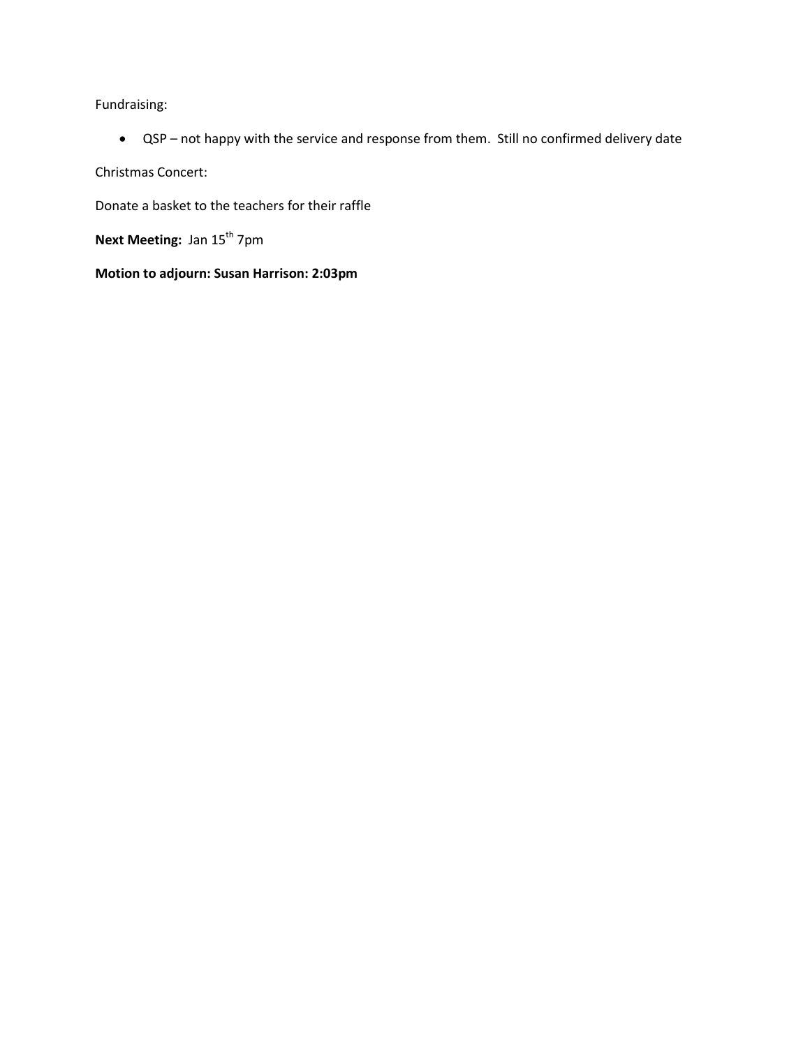Fundraising:

- QSP – not happy with the service and response from them. Still no confirmed delivery date

Christmas Concert:

Donate a basket to the teachers for their raffle

**Next Meeting:** Jan 15th 7pm

**Motion to adjourn: Susan Harrison: 2:03pm**